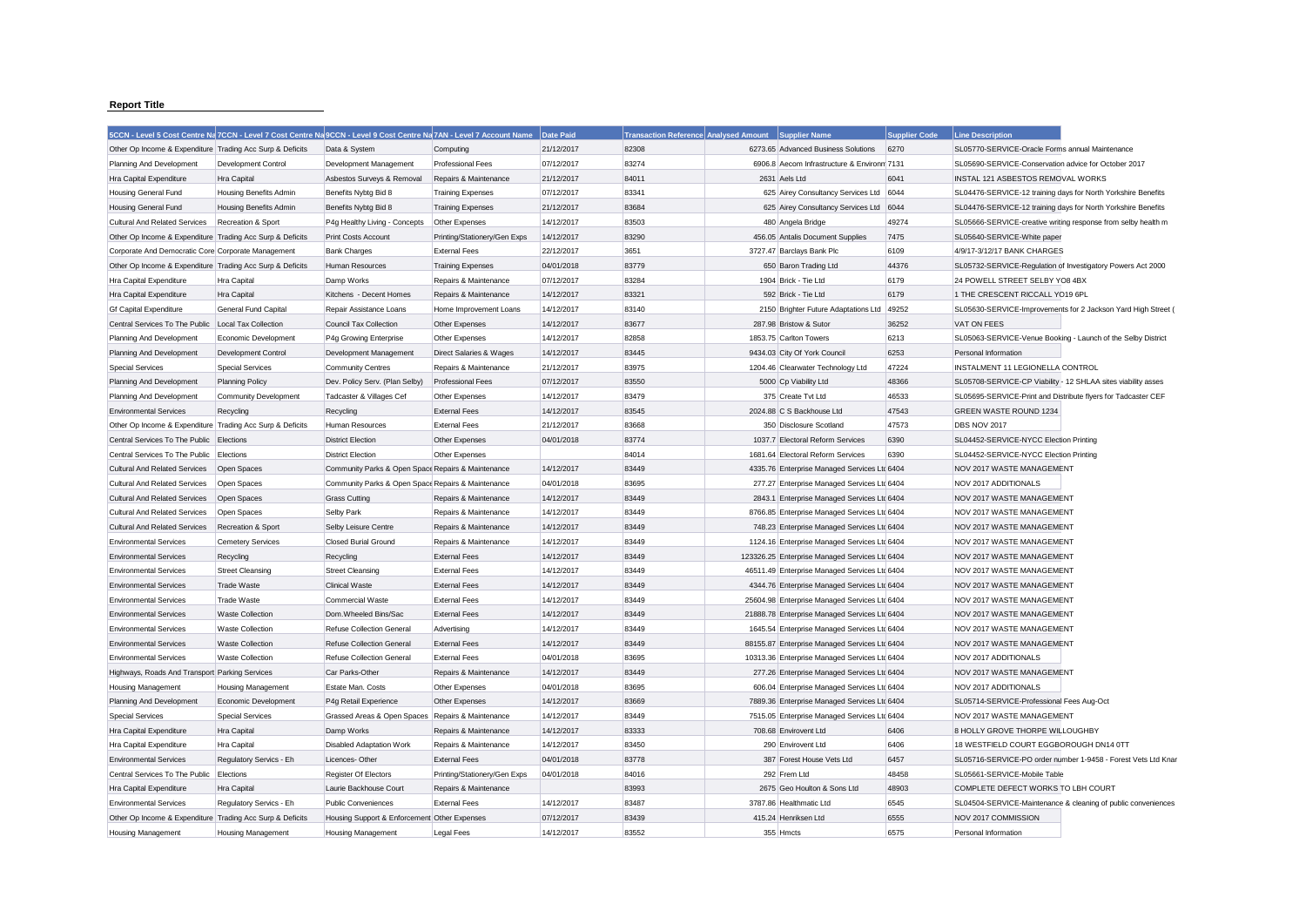**Report Title**

| 5CCN - Level 5 Cost Centre Na | 7CCN - Level 7 Cost Centre Na | 9CCN - Level 9 Cost Centre Na | 7AN - Level 7 Account Name | Date Paid | Transaction Reference | Analysed Amount | Supplier Name | Supplier Code | Line Description |
|---|---|---|---|---|---|---|---|---|---|
| Other Op Income & Expenditure | Trading Acc Surp & Deficits | Data & System | Computing | 21/12/2017 | 82308 | 6273.65 | Advanced Business Solutions | 6270 | SL05770-SERVICE-Oracle Forms annual Maintenance |
| Planning And Development | Development Control | Development Management | Professional Fees | 07/12/2017 | 83274 | 6906.8 | Aecom Infrastructure & Environm | 7131 | SL05690-SERVICE-Conservation advice for October 2017 |
| Hra Capital Expenditure | Hra Capital | Asbestos Surveys & Removal | Repairs & Maintenance | 21/12/2017 | 84011 | 2631 | Aels Ltd | 6041 | INSTAL 121 ASBESTOS REMOVAL WORKS |
| Housing General Fund | Housing Benefits Admin | Benefits Nybtg Bid 8 | Training Expenses | 07/12/2017 | 83341 | 625 | Airey Consultancy Services Ltd | 6044 | SL04476-SERVICE-12 training days for North Yorkshire Benefits |
| Housing General Fund | Housing Benefits Admin | Benefits Nybtg Bid 8 | Training Expenses | 21/12/2017 | 83684 | 625 | Airey Consultancy Services Ltd | 6044 | SL04476-SERVICE-12 training days for North Yorkshire Benefits |
| Cultural And Related Services | Recreation & Sport | P4g Healthy Living - Concepts | Other Expenses | 14/12/2017 | 83503 | 480 | Angela Bridge | 49274 | SL05666-SERVICE-creative writing response from selby health m |
| Other Op Income & Expenditure | Trading Acc Surp & Deficits | Print Costs Account | Printing/Stationery/Gen Exps | 14/12/2017 | 83290 | 456.05 | Antalis Document Supplies | 7475 | SL05640-SERVICE-White paper |
| Corporate And Democratic Core | Corporate Management | Bank Charges | External Fees | 22/12/2017 | 3651 | 3727.47 | Barclays Bank Plc | 6109 | 4/9/17-3/12/17 BANK CHARGES |
| Other Op Income & Expenditure | Trading Acc Surp & Deficits | Human Resources | Training Expenses | 04/01/2018 | 83779 | 650 | Baron Trading Ltd | 44376 | SL05732-SERVICE-Regulation of Investigatory Powers Act 2000 |
| Hra Capital Expenditure | Hra Capital | Damp Works | Repairs & Maintenance | 07/12/2017 | 83284 | 1904 | Brick - Tie Ltd | 6179 | 24 POWELL STREET SELBY YO8 4BX |
| Hra Capital Expenditure | Hra Capital | Kitchens - Decent Homes | Repairs & Maintenance | 14/12/2017 | 83321 | 592 | Brick - Tie Ltd | 6179 | 1 THE CRESCENT RICCALL YO19 6PL |
| Gf Capital Expenditure | General Fund Capital | Repair Assistance Loans | Home Improvement Loans | 14/12/2017 | 83140 | 2150 | Brighter Future Adaptations Ltd | 49252 | SL05630-SERVICE-Improvements for 2 Jackson Yard High Street ( |
| Central Services To The Public | Local Tax Collection | Council Tax Collection | Other Expenses | 14/12/2017 | 83677 | 287.98 | Bristow & Sutor | 36252 | VAT ON FEES |
| Planning And Development | Economic Development | P4g Growing Enterprise | Other Expenses | 14/12/2017 | 82858 | 1853.75 | Carlton Towers | 6213 | SL05063-SERVICE-Venue Booking - Launch of the Selby District |
| Planning And Development | Development Control | Development Management | Direct Salaries & Wages | 14/12/2017 | 83445 | 9434.03 | City Of York Council | 6253 | Personal Information |
| Special Services | Special Services | Community Centres | Repairs & Maintenance | 21/12/2017 | 83975 | 1204.46 | Clearwater Technology Ltd | 47224 | INSTALMENT 11 LEGIONELLA CONTROL |
| Planning And Development | Planning Policy | Dev. Policy Serv. (Plan Selby) | Professional Fees | 07/12/2017 | 83550 | 5000 | Cp Viability Ltd | 48366 | SL05708-SERVICE-CP Viability - 12 SHLAA sites viability asses |
| Planning And Development | Community Development | Tadcaster & Villages Cef | Other Expenses | 14/12/2017 | 83479 | 375 | Create Tvt Ltd | 46533 | SL05695-SERVICE-Print and Distribute flyers for Tadcaster CEF |
| Environmental Services | Recycling | Recycling | External Fees | 14/12/2017 | 83545 | 2024.88 | C S Backhouse Ltd | 47543 | GREEN WASTE ROUND 1234 |
| Other Op Income & Expenditure | Trading Acc Surp & Deficits | Human Resources | External Fees | 21/12/2017 | 83668 | 350 | Disclosure Scotland | 47573 | DBS NOV 2017 |
| Central Services To The Public | Elections | District Election | Other Expenses | 04/01/2018 | 83774 | 1037.7 | Electoral Reform Services | 6390 | SL04452-SERVICE-NYCC Election Printing |
| Central Services To The Public | Elections | District Election | Other Expenses | | 84014 | 1681.64 | Electoral Reform Services | 6390 | SL04452-SERVICE-NYCC Election Printing |
| Cultural And Related Services | Open Spaces | Community Parks & Open Space | Repairs & Maintenance | 14/12/2017 | 83449 | 4335.76 | Enterprise Managed Services Ltd | 6404 | NOV 2017 WASTE MANAGEMENT |
| Cultural And Related Services | Open Spaces | Community Parks & Open Space | Repairs & Maintenance | 04/01/2018 | 83695 | 277.27 | Enterprise Managed Services Ltd | 6404 | NOV 2017 ADDITIONALS |
| Cultural And Related Services | Open Spaces | Grass Cutting | Repairs & Maintenance | 14/12/2017 | 83449 | 2843.1 | Enterprise Managed Services Ltd | 6404 | NOV 2017 WASTE MANAGEMENT |
| Cultural And Related Services | Open Spaces | Selby Park | Repairs & Maintenance | 14/12/2017 | 83449 | 8766.85 | Enterprise Managed Services Ltd | 6404 | NOV 2017 WASTE MANAGEMENT |
| Cultural And Related Services | Recreation & Sport | Selby Leisure Centre | Repairs & Maintenance | 14/12/2017 | 83449 | 748.23 | Enterprise Managed Services Ltd | 6404 | NOV 2017 WASTE MANAGEMENT |
| Environmental Services | Cemetery Services | Closed Burial Ground | Repairs & Maintenance | 14/12/2017 | 83449 | 1124.16 | Enterprise Managed Services Ltd | 6404 | NOV 2017 WASTE MANAGEMENT |
| Environmental Services | Recycling | Recycling | External Fees | 14/12/2017 | 83449 | 123326.25 | Enterprise Managed Services Ltd | 6404 | NOV 2017 WASTE MANAGEMENT |
| Environmental Services | Street Cleansing | Street Cleansing | External Fees | 14/12/2017 | 83449 | 46511.49 | Enterprise Managed Services Ltd | 6404 | NOV 2017 WASTE MANAGEMENT |
| Environmental Services | Trade Waste | Clinical Waste | External Fees | 14/12/2017 | 83449 | 4344.76 | Enterprise Managed Services Ltd | 6404 | NOV 2017 WASTE MANAGEMENT |
| Environmental Services | Trade Waste | Commercial Waste | External Fees | 14/12/2017 | 83449 | 25604.98 | Enterprise Managed Services Ltd | 6404 | NOV 2017 WASTE MANAGEMENT |
| Environmental Services | Waste Collection | Dom.Wheeled Bins/Sac | External Fees | 14/12/2017 | 83449 | 21888.78 | Enterprise Managed Services Ltd | 6404 | NOV 2017 WASTE MANAGEMENT |
| Environmental Services | Waste Collection | Refuse Collection General | Advertising | 14/12/2017 | 83449 | 1645.54 | Enterprise Managed Services Ltd | 6404 | NOV 2017 WASTE MANAGEMENT |
| Environmental Services | Waste Collection | Refuse Collection General | External Fees | 14/12/2017 | 83449 | 88155.87 | Enterprise Managed Services Ltd | 6404 | NOV 2017 WASTE MANAGEMENT |
| Environmental Services | Waste Collection | Refuse Collection General | External Fees | 04/01/2018 | 83695 | 10313.36 | Enterprise Managed Services Ltd | 6404 | NOV 2017 ADDITIONALS |
| Highways, Roads And Transport | Parking Services | Car Parks-Other | Repairs & Maintenance | 14/12/2017 | 83449 | 277.26 | Enterprise Managed Services Ltd | 6404 | NOV 2017 WASTE MANAGEMENT |
| Housing Management | Housing Management | Estate Man. Costs | Other Expenses | 04/01/2018 | 83695 | 606.04 | Enterprise Managed Services Ltd | 6404 | NOV 2017 ADDITIONALS |
| Planning And Development | Economic Development | P4g Retail Experience | Other Expenses | 14/12/2017 | 83669 | 7889.36 | Enterprise Managed Services Ltd | 6404 | SL05714-SERVICE-Professional Fees Aug-Oct |
| Special Services | Special Services | Grassed Areas & Open Spaces | Repairs & Maintenance | 14/12/2017 | 83449 | 7515.05 | Enterprise Managed Services Ltd | 6404 | NOV 2017 WASTE MANAGEMENT |
| Hra Capital Expenditure | Hra Capital | Damp Works | Repairs & Maintenance | 14/12/2017 | 83333 | 708.68 | Envirovent Ltd | 6406 | 8 HOLLY GROVE THORPE WILLOUGHBY |
| Hra Capital Expenditure | Hra Capital | Disabled Adaptation Work | Repairs & Maintenance | 14/12/2017 | 83450 | 290 | Envirovent Ltd | 6406 | 18 WESTFIELD COURT EGGBOROUGH DN14 0TT |
| Environmental Services | Regulatory Servics - Eh | Licences- Other | External Fees | 04/01/2018 | 83778 | 387 | Forest House Vets Ltd | 6457 | SL05716-SERVICE-PO order number 1-9458 - Forest Vets Ltd Knar |
| Central Services To The Public | Elections | Register Of Electors | Printing/Stationery/Gen Exps | 04/01/2018 | 84016 | 292 | Frem Ltd | 48458 | SL05661-SERVICE-Mobile Table |
| Hra Capital Expenditure | Hra Capital | Laurie Backhouse Court | Repairs & Maintenance | | 83993 | 2675 | Geo Houlton & Sons Ltd | 48903 | COMPLETE DEFECT WORKS TO LBH COURT |
| Environmental Services | Regulatory Servics - Eh | Public Conveniences | External Fees | 14/12/2017 | 83487 | 3787.86 | Healthmatic Ltd | 6545 | SL04504-SERVICE-Maintenance & cleaning of public conveniences |
| Other Op Income & Expenditure | Trading Acc Surp & Deficits | Housing Support & Enforcement | Other Expenses | 07/12/2017 | 83439 | 415.24 | Henriksen Ltd | 6555 | NOV 2017 COMMISSION |
| Housing Management | Housing Management | Housing Management | Legal Fees | 14/12/2017 | 83552 | 355 | Hmcts | 6575 | Personal Information |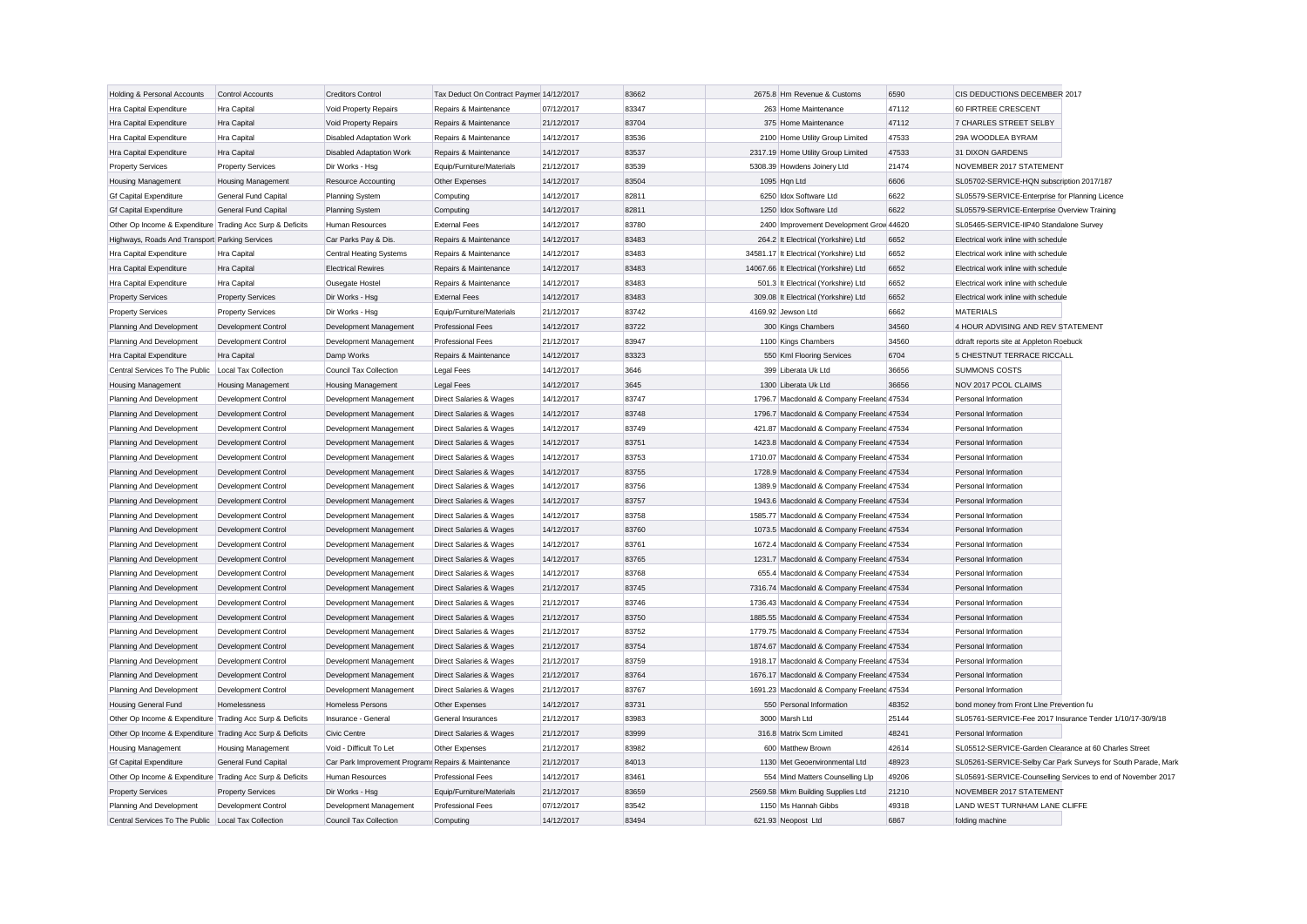| Holding & Personal Accounts | Control Accounts | Creditors Control | Tax Deduct On Contract Paymer | 14/12/2017 | 83662 | 2675.8 | Hm Revenue & Customs | 6590 | CIS DEDUCTIONS DECEMBER 2017 |
|---|---|---|---|---|---|---|---|---|---|
| Hra Capital Expenditure | Hra Capital | Void Property Repairs | Repairs & Maintenance | 07/12/2017 | 83347 | 263 | Home Maintenance | 47112 | 60 FIRTREE CRESCENT |
| Hra Capital Expenditure | Hra Capital | Void Property Repairs | Repairs & Maintenance | 21/12/2017 | 83704 | 375 | Home Maintenance | 47112 | 7 CHARLES STREET SELBY |
| Hra Capital Expenditure | Hra Capital | Disabled Adaptation Work | Repairs & Maintenance | 14/12/2017 | 83536 | 2100 | Home Utility Group Limited | 47533 | 29A WOODLEA BYRAM |
| Hra Capital Expenditure | Hra Capital | Disabled Adaptation Work | Repairs & Maintenance | 14/12/2017 | 83537 | 2317.19 | Home Utility Group Limited | 47533 | 31 DIXON GARDENS |
| Property Services | Property Services | Dir Works - Hsg | Equip/Furniture/Materials | 21/12/2017 | 83539 | 5308.39 | Howdens Joinery Ltd | 21474 | NOVEMBER 2017 STATEMENT |
| Housing Management | Housing Management | Resource Accounting | Other Expenses | 14/12/2017 | 83504 | 1095 | Hqn Ltd | 6606 | SL05702-SERVICE-HQN subscription 2017/187 |
| Gf Capital Expenditure | General Fund Capital | Planning System | Computing | 14/12/2017 | 82811 | 6250 | Idox Software Ltd | 6622 | SL05579-SERVICE-Enterprise for Planning Licence |
| Gf Capital Expenditure | General Fund Capital | Planning System | Computing | 14/12/2017 | 82811 | 1250 | Idox Software Ltd | 6622 | SL05579-SERVICE-Enterprise Overview Training |
| Other Op Income & Expenditure | Trading Acc Surp & Deficits | Human Resources | External Fees | 14/12/2017 | 83780 | 2400 | Improvement Development Grov | 44620 | SL05465-SERVICE-IIP40 Standalone Survey |
| Highways, Roads And Transport | Parking Services | Car Parks Pay & Dis. | Repairs & Maintenance | 14/12/2017 | 83483 | 264.2 | It Electrical (Yorkshire) Ltd | 6652 | Electrical work inline with schedule |
| Hra Capital Expenditure | Hra Capital | Central Heating Systems | Repairs & Maintenance | 14/12/2017 | 83483 | 34581.17 | It Electrical (Yorkshire) Ltd | 6652 | Electrical work inline with schedule |
| Hra Capital Expenditure | Hra Capital | Electrical Rewires | Repairs & Maintenance | 14/12/2017 | 83483 | 14067.66 | It Electrical (Yorkshire) Ltd | 6652 | Electrical work inline with schedule |
| Hra Capital Expenditure | Hra Capital | Ousegate Hostel | Repairs & Maintenance | 14/12/2017 | 83483 | 501.3 | It Electrical (Yorkshire) Ltd | 6652 | Electrical work inline with schedule |
| Property Services | Property Services | Dir Works - Hsg | External Fees | 14/12/2017 | 83483 | 309.08 | It Electrical (Yorkshire) Ltd | 6652 | Electrical work inline with schedule |
| Property Services | Property Services | Dir Works - Hsg | Equip/Furniture/Materials | 21/12/2017 | 83742 | 4169.92 | Jewson Ltd | 6662 | MATERIALS |
| Planning And Development | Development Control | Development Management | Professional Fees | 14/12/2017 | 83722 | 300 | Kings Chambers | 34560 | 4 HOUR ADVISING AND REV STATEMENT |
| Planning And Development | Development Control | Development Management | Professional Fees | 21/12/2017 | 83947 | 1100 | Kings Chambers | 34560 | ddraft reports site at Appleton Roebuck |
| Hra Capital Expenditure | Hra Capital | Damp Works | Repairs & Maintenance | 14/12/2017 | 83323 | 550 | Kml Flooring Services | 6704 | 5 CHESTNUT TERRACE RICCALL |
| Central Services To The Public | Local Tax Collection | Council Tax Collection | Legal Fees | 14/12/2017 | 3646 | 399 | Liberata Uk Ltd | 36656 | SUMMONS COSTS |
| Housing Management | Housing Management | Housing Management | Legal Fees | 14/12/2017 | 3645 | 1300 | Liberata Uk Ltd | 36656 | NOV 2017 PCOL CLAIMS |
| Planning And Development | Development Control | Development Management | Direct Salaries & Wages | 14/12/2017 | 83747 | 1796.7 | Macdonald & Company Freelanc | 47534 | Personal Information |
| Planning And Development | Development Control | Development Management | Direct Salaries & Wages | 14/12/2017 | 83748 | 1796.7 | Macdonald & Company Freelanc | 47534 | Personal Information |
| Planning And Development | Development Control | Development Management | Direct Salaries & Wages | 14/12/2017 | 83749 | 421.87 | Macdonald & Company Freelanc | 47534 | Personal Information |
| Planning And Development | Development Control | Development Management | Direct Salaries & Wages | 14/12/2017 | 83751 | 1423.8 | Macdonald & Company Freelanc | 47534 | Personal Information |
| Planning And Development | Development Control | Development Management | Direct Salaries & Wages | 14/12/2017 | 83753 | 1710.07 | Macdonald & Company Freelanc | 47534 | Personal Information |
| Planning And Development | Development Control | Development Management | Direct Salaries & Wages | 14/12/2017 | 83755 | 1728.9 | Macdonald & Company Freelanc | 47534 | Personal Information |
| Planning And Development | Development Control | Development Management | Direct Salaries & Wages | 14/12/2017 | 83756 | 1389.9 | Macdonald & Company Freelanc | 47534 | Personal Information |
| Planning And Development | Development Control | Development Management | Direct Salaries & Wages | 14/12/2017 | 83757 | 1943.6 | Macdonald & Company Freelanc | 47534 | Personal Information |
| Planning And Development | Development Control | Development Management | Direct Salaries & Wages | 14/12/2017 | 83758 | 1585.77 | Macdonald & Company Freelanc | 47534 | Personal Information |
| Planning And Development | Development Control | Development Management | Direct Salaries & Wages | 14/12/2017 | 83760 | 1073.5 | Macdonald & Company Freelanc | 47534 | Personal Information |
| Planning And Development | Development Control | Development Management | Direct Salaries & Wages | 14/12/2017 | 83761 | 1672.4 | Macdonald & Company Freelanc | 47534 | Personal Information |
| Planning And Development | Development Control | Development Management | Direct Salaries & Wages | 14/12/2017 | 83765 | 1231.7 | Macdonald & Company Freelanc | 47534 | Personal Information |
| Planning And Development | Development Control | Development Management | Direct Salaries & Wages | 14/12/2017 | 83768 | 655.4 | Macdonald & Company Freelanc | 47534 | Personal Information |
| Planning And Development | Development Control | Development Management | Direct Salaries & Wages | 21/12/2017 | 83745 | 7316.74 | Macdonald & Company Freelanc | 47534 | Personal Information |
| Planning And Development | Development Control | Development Management | Direct Salaries & Wages | 21/12/2017 | 83746 | 1736.43 | Macdonald & Company Freelanc | 47534 | Personal Information |
| Planning And Development | Development Control | Development Management | Direct Salaries & Wages | 21/12/2017 | 83750 | 1885.55 | Macdonald & Company Freelanc | 47534 | Personal Information |
| Planning And Development | Development Control | Development Management | Direct Salaries & Wages | 21/12/2017 | 83752 | 1779.75 | Macdonald & Company Freelanc | 47534 | Personal Information |
| Planning And Development | Development Control | Development Management | Direct Salaries & Wages | 21/12/2017 | 83754 | 1874.67 | Macdonald & Company Freelanc | 47534 | Personal Information |
| Planning And Development | Development Control | Development Management | Direct Salaries & Wages | 21/12/2017 | 83759 | 1918.17 | Macdonald & Company Freelanc | 47534 | Personal Information |
| Planning And Development | Development Control | Development Management | Direct Salaries & Wages | 21/12/2017 | 83764 | 1676.17 | Macdonald & Company Freelanc | 47534 | Personal Information |
| Planning And Development | Development Control | Development Management | Direct Salaries & Wages | 21/12/2017 | 83767 | 1691.23 | Macdonald & Company Freelanc | 47534 | Personal Information |
| Housing General Fund | Homelessness | Homeless Persons | Other Expenses | 14/12/2017 | 83731 | 550 | Personal Information | 48352 | bond money from Front Line Prevention fu |
| Other Op Income & Expenditure | Trading Acc Surp & Deficits | Insurance - General | General Insurances | 21/12/2017 | 83983 | 3000 | Marsh Ltd | 25144 | SL05761-SERVICE-Fee 2017 Insurance Tender 1/10/17-30/9/18 |
| Other Op Income & Expenditure | Trading Acc Surp & Deficits | Civic Centre | Direct Salaries & Wages | 21/12/2017 | 83999 | 316.8 | Matrix Scm Limited | 48241 | Personal Information |
| Housing Management | Housing Management | Void - Difficult To Let | Other Expenses | 21/12/2017 | 83982 | 600 | Matthew Brown | 42614 | SL05512-SERVICE-Garden Clearance at 60 Charles Street |
| Gf Capital Expenditure | General Fund Capital | Car Park Improvement Program | Repairs & Maintenance | 21/12/2017 | 84013 | 1130 | Met Geoenvironmental Ltd | 48923 | SL05261-SERVICE-Selby Car Park Surveys for South Parade, Mark |
| Other Op Income & Expenditure | Trading Acc Surp & Deficits | Human Resources | Professional Fees | 14/12/2017 | 83461 | 554 | Mind Matters Counselling Llp | 49206 | SL05691-SERVICE-Counselling Services to end of November 2017 |
| Property Services | Property Services | Dir Works - Hsg | Equip/Furniture/Materials | 21/12/2017 | 83659 | 2569.58 | Mkm Building Supplies Ltd | 21210 | NOVEMBER 2017 STATEMENT |
| Planning And Development | Development Control | Development Management | Professional Fees | 07/12/2017 | 83542 | 1150 | Ms Hannah Gibbs | 49318 | LAND WEST TURNHAM LANE CLIFFE |
| Central Services To The Public | Local Tax Collection | Council Tax Collection | Computing | 14/12/2017 | 83494 | 621.93 | Neopost Ltd | 6867 | folding machine |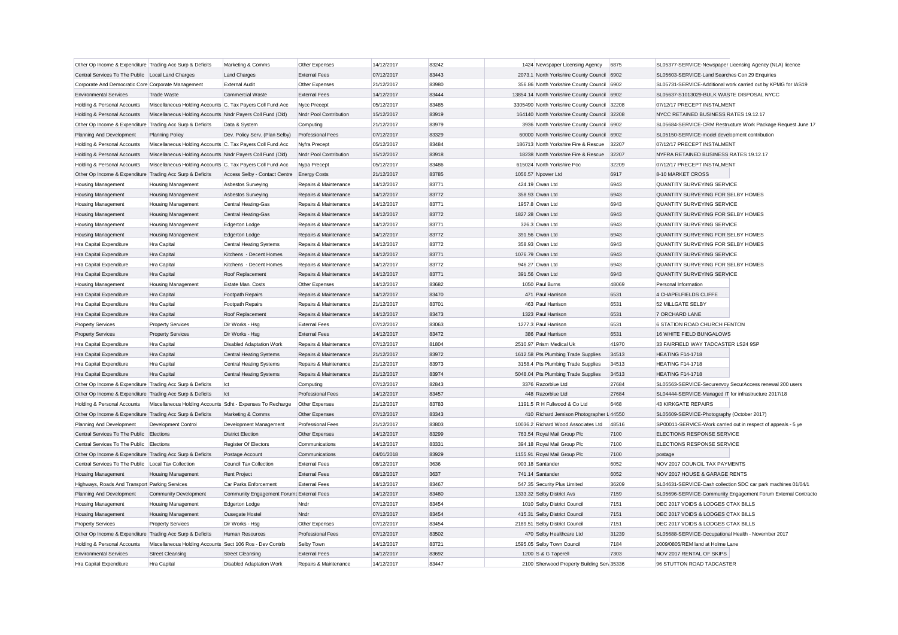| | | | | | | | | | |
|---|---|---|---|---|---|---|---|---|---|
| Other Op Income & Expenditure | Trading Acc Surp & Deficits | Marketing & Comms | Other Expenses | 14/12/2017 | 83242 | 1424 | Newspaper Licensing Agency | 6875 | SL05377-SERVICE-Newspaper Licensing Agency (NLA) licence |
| Central Services To The Public | Local Land Charges | Land Charges | External Fees | 07/12/2017 | 83443 | 2073.1 | North Yorkshire County Council | 6902 | SL05603-SERVICE-Land Searches Con 29 Enquiries |
| Corporate And Democratic Core | Corporate Management | External Audit | Other Expenses | 21/12/2017 | 83980 | 356.86 | North Yorkshire County Council | 6902 | SL05731-SERVICE-Additional work carried out by KPMG for IAS19 |
| Environmental Services | Trade Waste | Commercial Waste | External Fees | 14/12/2017 | 83444 | 13854.14 | North Yorkshire County Council | 6902 | SL05637-S1013029-BULK WASTE DISPOSAL NYCC |
| Holding & Personal Accounts | Miscellaneous Holding Accounts | C. Tax Payers Coll Fund Acc | Nycc Precept | 05/12/2017 | 83485 | 3305490 | North Yorkshire County Council | 32208 | 07/12/17 PRECEPT INSTALMENT |
| Holding & Personal Accounts | Miscellaneous Holding Accounts | Nndr Payers Coll Fund (Old) | Nndr Pool Contribution | 15/12/2017 | 83919 | 164140 | North Yorkshire County Council | 32208 | NYCC RETAINED BUSINESS RATES 19.12.17 |
| Other Op Income & Expenditure | Trading Acc Surp & Deficits | Data & System | Computing | 21/12/2017 | 83979 | 3936 | North Yorkshire County Council | 6902 | SL05684-SERVICE-CRM Restructure Work Package Request June 17 |
| Planning And Development | Planning Policy | Dev. Policy Serv. (Plan Selby) | Professional Fees | 07/12/2017 | 83329 | 60000 | North Yorkshire County Council | 6902 | SL05150-SERVICE-model development contribution |
| Holding & Personal Accounts | Miscellaneous Holding Accounts | C. Tax Payers Coll Fund Acc | Nyfra Precept | 05/12/2017 | 83484 | 186713 | North Yorkshire Fire & Rescue | 32207 | 07/12/17 PRECEPT INSTALMENT |
| Holding & Personal Accounts | Miscellaneous Holding Accounts | Nndr Payers Coll Fund (Old) | Nndr Pool Contribution | 15/12/2017 | 83918 | 18238 | North Yorkshire Fire & Rescue | 32207 | NYFRA RETAINED BUSINESS RATES 19.12.17 |
| Holding & Personal Accounts | Miscellaneous Holding Accounts | C. Tax Payers Coll Fund Acc | Nypa Precept | 05/12/2017 | 83486 | 615024 | North Yorkshire Pcc | 32209 | 07/12/17 PRECEPT INSTALMENT |
| Other Op Income & Expenditure | Trading Acc Surp & Deficits | Access Selby - Contact Centre | Energy Costs | 21/12/2017 | 83785 | 1056.57 | Npower Ltd | 6917 | 8-10 MARKET CROSS |
| Housing Management | Housing Management | Asbestos Surveying | Repairs & Maintenance | 14/12/2017 | 83771 | 424.19 | Owan Ltd | 6943 | QUANTITY SURVEYING SERVICE |
| Housing Management | Housing Management | Asbestos Surveying | Repairs & Maintenance | 14/12/2017 | 83772 | 358.93 | Owan Ltd | 6943 | QUANTITY SURVEYING FOR SELBY HOMES |
| Housing Management | Housing Management | Central Heating-Gas | Repairs & Maintenance | 14/12/2017 | 83771 | 1957.8 | Owan Ltd | 6943 | QUANTITY SURVEYING SERVICE |
| Housing Management | Housing Management | Central Heating-Gas | Repairs & Maintenance | 14/12/2017 | 83772 | 1827.28 | Owan Ltd | 6943 | QUANTITY SURVEYING FOR SELBY HOMES |
| Housing Management | Housing Management | Edgerton Lodge | Repairs & Maintenance | 14/12/2017 | 83771 | 326.3 | Owan Ltd | 6943 | QUANTITY SURVEYING SERVICE |
| Housing Management | Housing Management | Edgerton Lodge | Repairs & Maintenance | 14/12/2017 | 83772 | 391.56 | Owan Ltd | 6943 | QUANTITY SURVEYING FOR SELBY HOMES |
| Hra Capital Expenditure | Hra Capital | Central Heating Systems | Repairs & Maintenance | 14/12/2017 | 83772 | 358.93 | Owan Ltd | 6943 | QUANTITY SURVEYING FOR SELBY HOMES |
| Hra Capital Expenditure | Hra Capital | Kitchens - Decent Homes | Repairs & Maintenance | 14/12/2017 | 83771 | 1076.79 | Owan Ltd | 6943 | QUANTITY SURVEYING SERVICE |
| Hra Capital Expenditure | Hra Capital | Kitchens - Decent Homes | Repairs & Maintenance | 14/12/2017 | 83772 | 946.27 | Owan Ltd | 6943 | QUANTITY SURVEYING FOR SELBY HOMES |
| Hra Capital Expenditure | Hra Capital | Roof Replacement | Repairs & Maintenance | 14/12/2017 | 83771 | 391.56 | Owan Ltd | 6943 | QUANTITY SURVEYING SERVICE |
| Housing Management | Housing Management | Estate Man. Costs | Other Expenses | 14/12/2017 | 83682 | 1050 | Paul Burns | 48069 | Personal Information |
| Hra Capital Expenditure | Hra Capital | Footpath Repairs | Repairs & Maintenance | 14/12/2017 | 83470 | 471 | Paul Harrison | 6531 | 4 CHAPELFIELDS CLIFFE |
| Hra Capital Expenditure | Hra Capital | Footpath Repairs | Repairs & Maintenance | 21/12/2017 | 83701 | 463 | Paul Harrison | 6531 | 52 MILLGATE SELBY |
| Hra Capital Expenditure | Hra Capital | Roof Replacement | Repairs & Maintenance | 14/12/2017 | 83473 | 1323 | Paul Harrison | 6531 | 7 ORCHARD LANE |
| Property Services | Property Services | Dir Works - Hsg | External Fees | 07/12/2017 | 83063 | 1277.3 | Paul Harrison | 6531 | 6 STATION ROAD CHURCH FENTON |
| Property Services | Property Services | Dir Works - Hsg | External Fees | 14/12/2017 | 83472 | 386 | Paul Harrison | 6531 | 16 WHITE FIELD BUNGALOWS |
| Hra Capital Expenditure | Hra Capital | Disabled Adaptation Work | Repairs & Maintenance | 07/12/2017 | 81804 | 2510.97 | Prism Medical Uk | 41970 | 33 FAIRFIELD WAY TADCASTER LS24 9SP |
| Hra Capital Expenditure | Hra Capital | Central Heating Systems | Repairs & Maintenance | 21/12/2017 | 83972 | 1612.58 | Pts Plumbing Trade Supplies | 34513 | HEATING F14-1718 |
| Hra Capital Expenditure | Hra Capital | Central Heating Systems | Repairs & Maintenance | 21/12/2017 | 83973 | 3158.4 | Pts Plumbing Trade Supplies | 34513 | HEATING F14-1718 |
| Hra Capital Expenditure | Hra Capital | Central Heating Systems | Repairs & Maintenance | 21/12/2017 | 83974 | 5048.04 | Pts Plumbing Trade Supplies | 34513 | HEATING F14-1718 |
| Other Op Income & Expenditure | Trading Acc Surp & Deficits | Ict | Computing | 07/12/2017 | 82843 | 3376 | Razorblue Ltd | 27684 | SL05563-SERVICE-Securenvoy SecurAccess renewal 200 users |
| Other Op Income & Expenditure | Trading Acc Surp & Deficits | Ict | Professional Fees | 14/12/2017 | 83457 | 448 | Razorblue Ltd | 27684 | SL04444-SERVICE-Managed IT for infrastructure 2017/18 |
| Holding & Personal Accounts | Miscellaneous Holding Accounts | Sdht - Expenses To Recharge | Other Expenses | 21/12/2017 | 83783 | 1191.5 | R H Fullwood & Co Ltd | 6468 | 43 KIRKGATE REPAIRS |
| Other Op Income & Expenditure | Trading Acc Surp & Deficits | Marketing & Comms | Other Expenses | 07/12/2017 | 83343 | 410 | Richard Jemison Photographer L | 44550 | SL05609-SERVICE-Photography (October 2017) |
| Planning And Development | Development Control | Development Management | Professional Fees | 21/12/2017 | 83803 | 10036.2 | Richard Wood Associates Ltd | 48516 | SP00011-SERVICE-Work carried out in respect of appeals - 5 ye |
| Central Services To The Public | Elections | District Election | Other Expenses | 14/12/2017 | 83299 | 763.54 | Royal Mail Group Plc | 7100 | ELECTIONS RESPONSE SERVICE |
| Central Services To The Public | Elections | Register Of Electors | Communications | 14/12/2017 | 83331 | 394.18 | Royal Mail Group Plc | 7100 | ELECTIONS RESPONSE SERVICE |
| Other Op Income & Expenditure | Trading Acc Surp & Deficits | Postage Account | Communications | 04/01/2018 | 83929 | 1155.91 | Royal Mail Group Plc | 7100 | postage |
| Central Services To The Public | Local Tax Collection | Council Tax Collection | External Fees | 08/12/2017 | 3636 | 903.18 | Santander | 6052 | NOV 2017 COUNCIL TAX PAYMENTS |
| Housing Management | Housing Management | Rent Project | External Fees | 08/12/2017 | 3637 | 741.14 | Santander | 6052 | NOV 2017 HOUSE & GARAGE RENTS |
| Highways, Roads And Transport | Parking Services | Car Parks Enforcement | External Fees | 14/12/2017 | 83467 | 547.35 | Security Plus Limited | 36209 | SL04631-SERVICE-Cash collection SDC car park machines 01/04/1 |
| Planning And Development | Community Development | Community Engagement Forums | External Fees | 14/12/2017 | 83480 | 1333.32 | Selby District Avs | 7159 | SL05696-SERVICE-Community Engagement Forum External Contracto |
| Housing Management | Housing Management | Edgerton Lodge | Nndr | 07/12/2017 | 83454 | 1010 | Selby District Council | 7151 | DEC 2017 VOIDS & LODGES CTAX BILLS |
| Housing Management | Housing Management | Ousegate Hostel | Nndr | 07/12/2017 | 83454 | 415.31 | Selby District Council | 7151 | DEC 2017 VOIDS & LODGES CTAX BILLS |
| Property Services | Property Services | Dir Works - Hsg | Other Expenses | 07/12/2017 | 83454 | 2189.51 | Selby District Council | 7151 | DEC 2017 VOIDS & LODGES CTAX BILLS |
| Other Op Income & Expenditure | Trading Acc Surp & Deficits | Human Resources | Professional Fees | 07/12/2017 | 83502 | 470 | Selby Healthcare Ltd | 31239 | SL05688-SERVICE-Occupational Health - November 2017 |
| Holding & Personal Accounts | Miscellaneous Holding Accounts | Sect 106 Ros - Dev Contrib | Selby Town | 14/12/2017 | 83721 | 1595.05 | Selby Town Council | 7184 | 2009/0805/REM land at Holme Lane |
| Environmental Services | Street Cleansing | Street Cleansing | External Fees | 14/12/2017 | 83692 | 1200 | S & G Taperell | 7303 | NOV 2017 RENTAL OF SKIPS |
| Hra Capital Expenditure | Hra Capital | Disabled Adaptation Work | Repairs & Maintenance | 14/12/2017 | 83447 | 2100 | Sherwood Property Building Serv | 35336 | 96 STUTTON ROAD TADCASTER |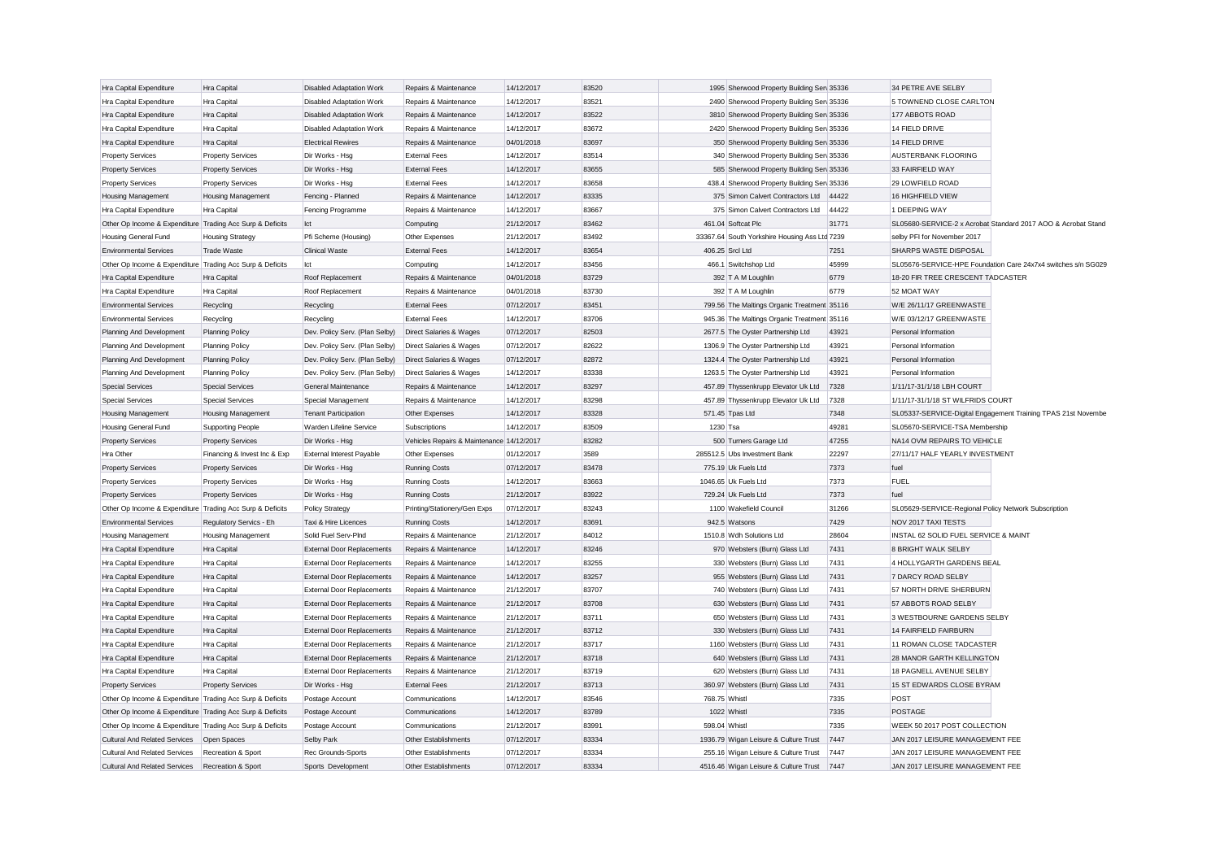| Hra Capital Expenditure | Hra Capital | Disabled Adaptation Work | Repairs & Maintenance | 14/12/2017 | 83520 | 1995 | Sherwood Property Building Serv | 35336 | 34 PETRE AVE SELBY |
|---|---|---|---|---|---|---|---|---|---|
| Hra Capital Expenditure | Hra Capital | Disabled Adaptation Work | Repairs & Maintenance | 14/12/2017 | 83521 | 2490 | Sherwood Property Building Serv | 35336 | 5 TOWNEND CLOSE CARLTON |
| Hra Capital Expenditure | Hra Capital | Disabled Adaptation Work | Repairs & Maintenance | 14/12/2017 | 83522 | 3810 | Sherwood Property Building Serv | 35336 | 177 ABBOTS ROAD |
| Hra Capital Expenditure | Hra Capital | Disabled Adaptation Work | Repairs & Maintenance | 14/12/2017 | 83672 | 2420 | Sherwood Property Building Serv | 35336 | 14 FIELD DRIVE |
| Hra Capital Expenditure | Hra Capital | Electrical Rewires | Repairs & Maintenance | 04/01/2018 | 83697 | 350 | Sherwood Property Building Serv | 35336 | 14 FIELD DRIVE |
| Property Services | Property Services | Dir Works - Hsg | External Fees | 14/12/2017 | 83514 | 340 | Sherwood Property Building Serv | 35336 | AUSTERBANK FLOORING |
| Property Services | Property Services | Dir Works - Hsg | External Fees | 14/12/2017 | 83655 | 585 | Sherwood Property Building Serv | 35336 | 33 FAIRFIELD WAY |
| Property Services | Property Services | Dir Works - Hsg | External Fees | 14/12/2017 | 83658 | 438.4 | Sherwood Property Building Serv | 35336 | 29 LOWFIELD ROAD |
| Housing Management | Housing Management | Fencing - Planned | Repairs & Maintenance | 14/12/2017 | 83335 | 375 | Simon Calvert Contractors Ltd | 44422 | 16 HIGHFIELD VIEW |
| Hra Capital Expenditure | Hra Capital | Fencing Programme | Repairs & Maintenance | 14/12/2017 | 83667 | 375 | Simon Calvert Contractors Ltd | 44422 | 1 DEEPING WAY |
| Other Op Income & Expenditure | Trading Acc Surp & Deficits | Ict | Computing | 21/12/2017 | 83462 | 461.04 | Softcat Plc | 31771 | SL05680-SERVICE-2 x Acrobat Standard 2017 AOO & Acrobat Stand |
| Housing General Fund | Housing Strategy | Pfi Scheme (Housing) | Other Expenses | 21/12/2017 | 83492 | 33367.64 | South Yorkshire Housing Ass Ltd | 7239 | selby PFI for November 2017 |
| Environmental Services | Trade Waste | Clinical Waste | External Fees | 14/12/2017 | 83654 | 406.25 | Srcl Ltd | 7251 | SHARPS WASTE DISPOSAL |
| Other Op Income & Expenditure | Trading Acc Surp & Deficits | Ict | Computing | 14/12/2017 | 83456 | 466.1 | Switchshop Ltd | 45999 | SL05676-SERVICE-HPE Foundation Care 24x7x4 switches s/n SG029 |
| Hra Capital Expenditure | Hra Capital | Roof Replacement | Repairs & Maintenance | 04/01/2018 | 83729 | 392 | T A M Loughlin | 6779 | 18-20 FIR TREE CRESCENT TADCASTER |
| Hra Capital Expenditure | Hra Capital | Roof Replacement | Repairs & Maintenance | 04/01/2018 | 83730 | 392 | T A M Loughlin | 6779 | 52 MOAT WAY |
| Environmental Services | Recycling | Recycling | External Fees | 07/12/2017 | 83451 | 799.56 | The Maltings Organic Treatment | 35116 | W/E 26/11/17 GREENWASTE |
| Environmental Services | Recycling | Recycling | External Fees | 14/12/2017 | 83706 | 945.36 | The Maltings Organic Treatment | 35116 | W/E 03/12/17 GREENWASTE |
| Planning And Development | Planning Policy | Dev. Policy Serv. (Plan Selby) | Direct Salaries & Wages | 07/12/2017 | 82503 | 2677.5 | The Oyster Partnership Ltd | 43921 | Personal Information |
| Planning And Development | Planning Policy | Dev. Policy Serv. (Plan Selby) | Direct Salaries & Wages | 07/12/2017 | 82622 | 1306.9 | The Oyster Partnership Ltd | 43921 | Personal Information |
| Planning And Development | Planning Policy | Dev. Policy Serv. (Plan Selby) | Direct Salaries & Wages | 07/12/2017 | 82872 | 1324.4 | The Oyster Partnership Ltd | 43921 | Personal Information |
| Planning And Development | Planning Policy | Dev. Policy Serv. (Plan Selby) | Direct Salaries & Wages | 14/12/2017 | 83338 | 1263.5 | The Oyster Partnership Ltd | 43921 | Personal Information |
| Special Services | Special Services | General Maintenance | Repairs & Maintenance | 14/12/2017 | 83297 | 457.89 | Thyssenkrupp Elevator Uk Ltd | 7328 | 1/11/17-31/1/18 LBH COURT |
| Special Services | Special Services | Special Management | Repairs & Maintenance | 14/12/2017 | 83298 | 457.89 | Thyssenkrupp Elevator Uk Ltd | 7328 | 1/11/17-31/1/18 ST WILFRIDS COURT |
| Housing Management | Housing Management | Tenant Participation | Other Expenses | 14/12/2017 | 83328 | 571.45 | Tpas Ltd | 7348 | SL05337-SERVICE-Digital Engagement Training TPAS 21st Novembe |
| Housing General Fund | Supporting People | Warden Lifeline Service | Subscriptions | 14/12/2017 | 83509 | 1230 | Tsa | 49281 | SL05670-SERVICE-TSA Membership |
| Property Services | Property Services | Dir Works - Hsg | Vehicles Repairs & Maintenance | 14/12/2017 | 83282 | 500 | Turners Garage Ltd | 47255 | NA14 OVM REPAIRS TO VEHICLE |
| Hra Other | Financing & Invest Inc & Exp | External Interest Payable | Other Expenses | 01/12/2017 | 3589 | 285512.5 | Ubs Investment Bank | 22297 | 27/11/17 HALF YEARLY INVESTMENT |
| Property Services | Property Services | Dir Works - Hsg | Running Costs | 07/12/2017 | 83478 | 775.19 | Uk Fuels Ltd | 7373 | fuel |
| Property Services | Property Services | Dir Works - Hsg | Running Costs | 14/12/2017 | 83663 | 1046.65 | Uk Fuels Ltd | 7373 | FUEL |
| Property Services | Property Services | Dir Works - Hsg | Running Costs | 21/12/2017 | 83922 | 729.24 | Uk Fuels Ltd | 7373 | fuel |
| Other Op Income & Expenditure | Trading Acc Surp & Deficits | Policy Strategy | Printing/Stationery/Gen Exps | 07/12/2017 | 83243 | 1100 | Wakefield Council | 31266 | SL05629-SERVICE-Regional Policy Network Subscription |
| Environmental Services | Regulatory Servics - Eh | Taxi & Hire Licences | Running Costs | 14/12/2017 | 83691 | 942.5 | Watsons | 7429 | NOV 2017 TAXI TESTS |
| Housing Management | Housing Management | Solid Fuel Serv-Plnd | Repairs & Maintenance | 21/12/2017 | 84012 | 1510.8 | Wdh Solutions Ltd | 28604 | INSTAL 62 SOLID FUEL SERVICE & MAINT |
| Hra Capital Expenditure | Hra Capital | External Door Replacements | Repairs & Maintenance | 14/12/2017 | 83246 | 970 | Websters (Burn) Glass Ltd | 7431 | 8 BRIGHT WALK SELBY |
| Hra Capital Expenditure | Hra Capital | External Door Replacements | Repairs & Maintenance | 14/12/2017 | 83255 | 330 | Websters (Burn) Glass Ltd | 7431 | 4 HOLLYGARTH GARDENS BEAL |
| Hra Capital Expenditure | Hra Capital | External Door Replacements | Repairs & Maintenance | 14/12/2017 | 83257 | 955 | Websters (Burn) Glass Ltd | 7431 | 7 DARCY ROAD SELBY |
| Hra Capital Expenditure | Hra Capital | External Door Replacements | Repairs & Maintenance | 21/12/2017 | 83707 | 740 | Websters (Burn) Glass Ltd | 7431 | 57 NORTH DRIVE SHERBURN |
| Hra Capital Expenditure | Hra Capital | External Door Replacements | Repairs & Maintenance | 21/12/2017 | 83708 | 630 | Websters (Burn) Glass Ltd | 7431 | 57 ABBOTS ROAD SELBY |
| Hra Capital Expenditure | Hra Capital | External Door Replacements | Repairs & Maintenance | 21/12/2017 | 83711 | 650 | Websters (Burn) Glass Ltd | 7431 | 3 WESTBOURNE GARDENS SELBY |
| Hra Capital Expenditure | Hra Capital | External Door Replacements | Repairs & Maintenance | 21/12/2017 | 83712 | 330 | Websters (Burn) Glass Ltd | 7431 | 14 FAIRFIELD FAIRBURN |
| Hra Capital Expenditure | Hra Capital | External Door Replacements | Repairs & Maintenance | 21/12/2017 | 83717 | 1160 | Websters (Burn) Glass Ltd | 7431 | 11 ROMAN CLOSE TADCASTER |
| Hra Capital Expenditure | Hra Capital | External Door Replacements | Repairs & Maintenance | 21/12/2017 | 83718 | 640 | Websters (Burn) Glass Ltd | 7431 | 28 MANOR GARTH KELLINGTON |
| Hra Capital Expenditure | Hra Capital | External Door Replacements | Repairs & Maintenance | 21/12/2017 | 83719 | 620 | Websters (Burn) Glass Ltd | 7431 | 18 PAGNELL AVENUE SELBY |
| Property Services | Property Services | Dir Works - Hsg | External Fees | 21/12/2017 | 83713 | 360.97 | Websters (Burn) Glass Ltd | 7431 | 15 ST EDWARDS CLOSE BYRAM |
| Other Op Income & Expenditure | Trading Acc Surp & Deficits | Postage Account | Communications | 14/12/2017 | 83546 | 768.75 | Whistl | 7335 | POST |
| Other Op Income & Expenditure | Trading Acc Surp & Deficits | Postage Account | Communications | 14/12/2017 | 83789 | 1022 | Whistl | 7335 | POSTAGE |
| Other Op Income & Expenditure | Trading Acc Surp & Deficits | Postage Account | Communications | 21/12/2017 | 83991 | 598.04 | Whistl | 7335 | WEEK 50 2017 POST COLLECTION |
| Cultural And Related Services | Open Spaces | Selby Park | Other Establishments | 07/12/2017 | 83334 | 1936.79 | Wigan Leisure & Culture Trust | 7447 | JAN 2017 LEISURE MANAGEMENT FEE |
| Cultural And Related Services | Recreation & Sport | Rec Grounds-Sports | Other Establishments | 07/12/2017 | 83334 | 255.16 | Wigan Leisure & Culture Trust | 7447 | JAN 2017 LEISURE MANAGEMENT FEE |
| Cultural And Related Services | Recreation & Sport | Sports Development | Other Establishments | 07/12/2017 | 83334 | 4516.46 | Wigan Leisure & Culture Trust | 7447 | JAN 2017 LEISURE MANAGEMENT FEE |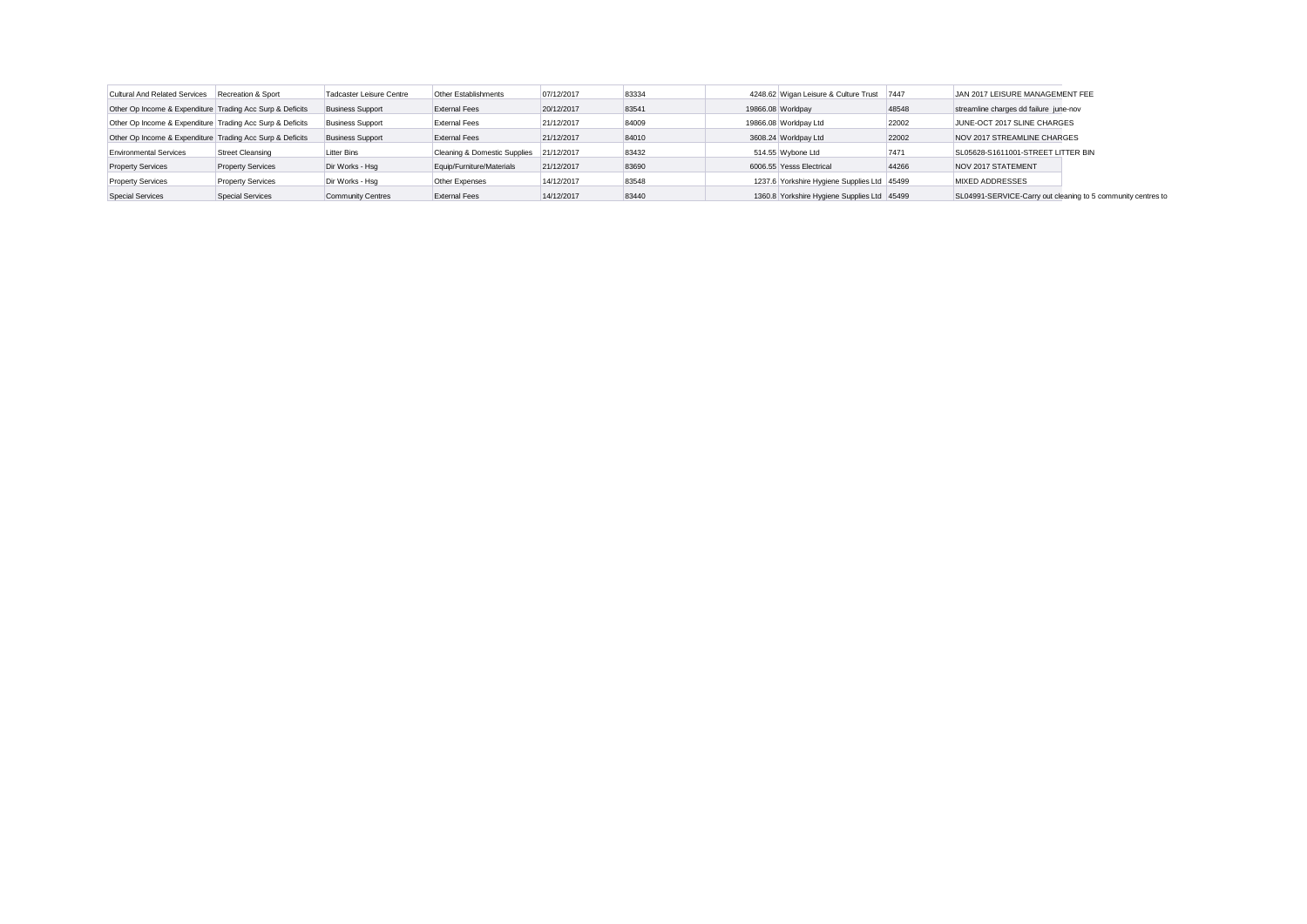| | | | | | | | | | |
|---|---|---|---|---|---|---|---|---|---|
| Cultural And Related Services | Recreation & Sport | Tadcaster Leisure Centre | Other Establishments | 07/12/2017 | 83334 | 4248.62 | Wigan Leisure & Culture Trust | 7447 | JAN 2017 LEISURE MANAGEMENT FEE |
| Other Op Income & Expenditure | Trading Acc Surp & Deficits | Business Support | External Fees | 20/12/2017 | 83541 | 19866.08 | Worldpay | 48548 | streamline charges dd failure june-nov |
| Other Op Income & Expenditure | Trading Acc Surp & Deficits | Business Support | External Fees | 21/12/2017 | 84009 | 19866.08 | Worldpay Ltd | 22002 | JUNE-OCT 2017 SLINE CHARGES |
| Other Op Income & Expenditure | Trading Acc Surp & Deficits | Business Support | External Fees | 21/12/2017 | 84010 | 3608.24 | Worldpay Ltd | 22002 | NOV 2017 STREAMLINE CHARGES |
| Environmental Services | Street Cleansing | Litter Bins | Cleaning & Domestic Supplies | 21/12/2017 | 83432 | 514.55 | Wybone Ltd | 7471 | SL05628-S1611001-STREET LITTER BIN |
| Property Services | Property Services | Dir Works - Hsg | Equip/Furniture/Materials | 21/12/2017 | 83690 | 6006.55 | Yesss Electrical | 44266 | NOV 2017 STATEMENT |
| Property Services | Property Services | Dir Works - Hsg | Other Expenses | 14/12/2017 | 83548 | 1237.6 | Yorkshire Hygiene Supplies Ltd | 45499 | MIXED ADDRESSES |
| Special Services | Special Services | Community Centres | External Fees | 14/12/2017 | 83440 | 1360.8 | Yorkshire Hygiene Supplies Ltd | 45499 | SL04991-SERVICE-Carry out cleaning to 5 community centres to |